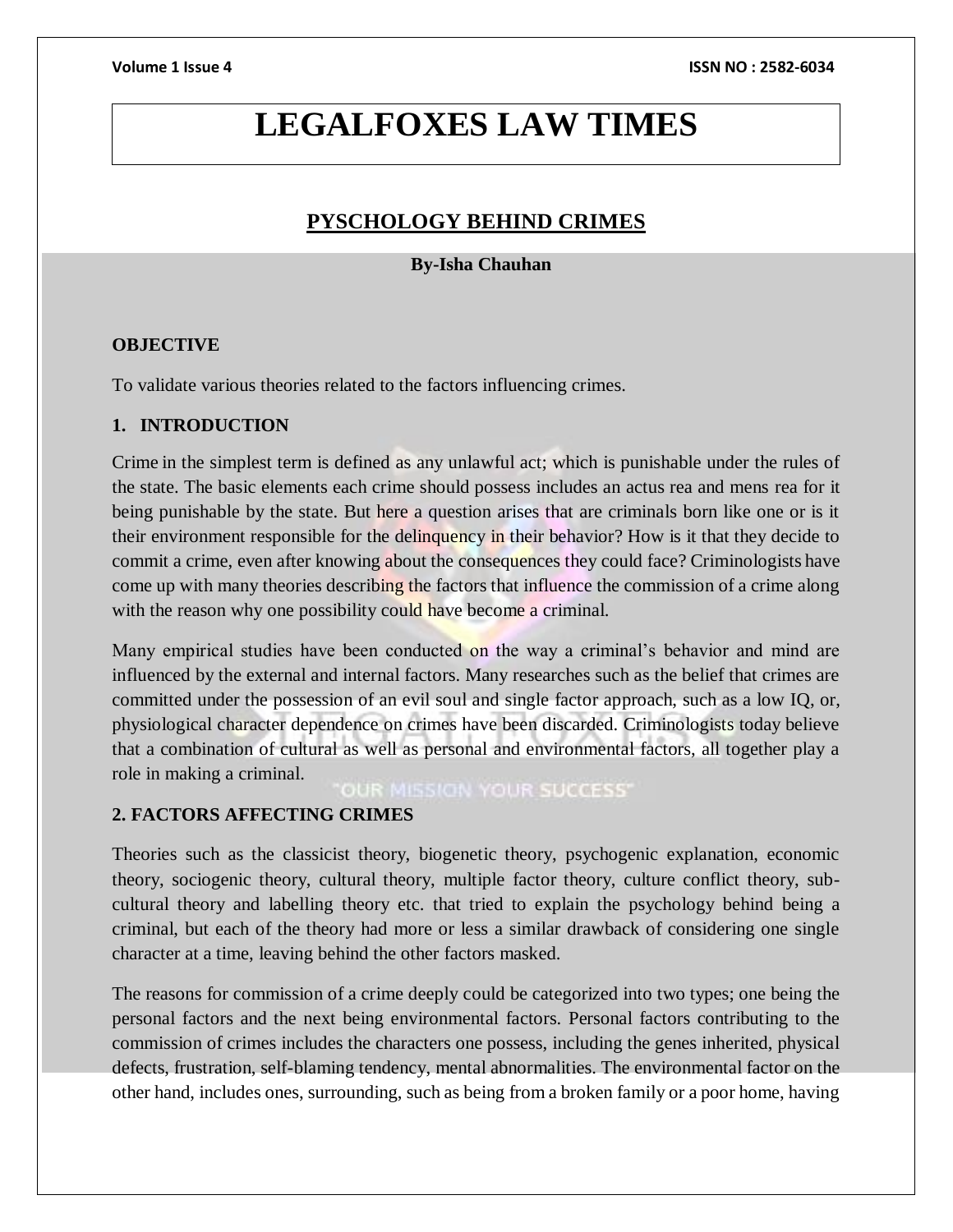# LEGALFOXES LAW TIMES

## PYSCHOLOGY BEHIND CRIMES

**By-Isha Chauhan**

### OBJECTIVE

To validate various theories related to the factors influencing crimes.

### 1. INTRODUCTION

Crime in the simplest term is defined as any unlawful act; which is punishable under the rules of the state. The basic elements each crime should possess includes an actus rea and mens rea for it being punishable by the state. But here a question arises that are criminals born like one or is it their environment responsible for the delinquency in their behavior? How is it that they decide to commit a crime, even after knowing about the consequences they could face? Criminologists have come up with many theories describing the factors that influence the commission of a crime along with the reason why one possibility could have become a criminal.

Many empirical studies have been conducted on the way a criminal's behavior and mind are influenced by the external and internal factors. Many researches such as the belief that crimes are committed under the possession of an evil soul and single factor approach, such as a low IQ, or, physiological character dependence on crimes have been discarded. Criminologists today believe that a combination of cultural as well as personal and environmental factors, all together play a role in making a criminal.

### 2. FACTORS AFFECTING CRIMES

Theories such as the classicist theory, biogenetic theory, psychogenic explanation, economic theory, sociogenic theory, cultural theory, multiple factor theory, culture conflict theory, sub-cultural theory and labelling theory etc. that tried to explain the psychology behind being a criminal, but each of the theory had more or less a similar drawback of considering one single character at a time, leaving behind the other factors masked.

The reasons for commission of a crime deeply could be categorized into two types; one being the personal factors and the next being environmental factors. Personal factors contributing to the commission of crimes includes the characters one possess, including the genes inherited, physical defects, frustration, self-blaming tendency, mental abnormalities. The environmental factor on the other hand, includes ones, surrounding, such as being from a broken family or a poor home, having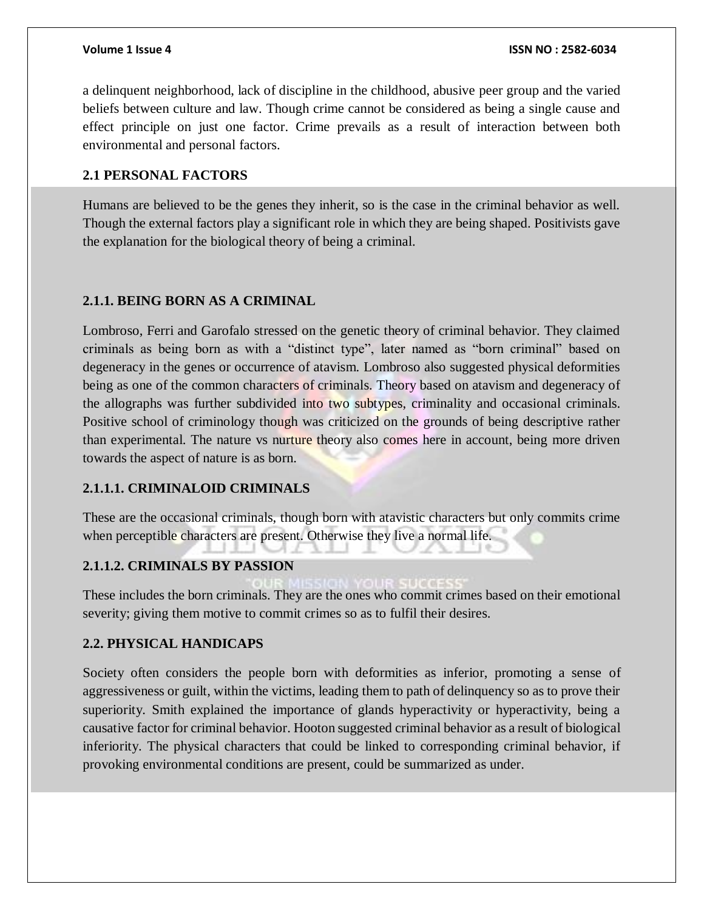a delinquent neighborhood, lack of discipline in the childhood, abusive peer group and the varied beliefs between culture and law. Though crime cannot be considered as being a single cause and effect principle on just one factor. Crime prevails as a result of interaction between both environmental and personal factors.

## 2.1 PERSONAL FACTORS

Humans are believed to be the genes they inherit, so is the case in the criminal behavior as well. Though the external factors play a significant role in which they are being shaped. Positivists gave the explanation for the biological theory of being a criminal.

### 2.1.1. BEING BORN AS A CRIMINAL

Lombroso, Ferri and Garofalo stressed on the genetic theory of criminal behavior. They claimed criminals as being born as with a "distinct type", later named as "born criminal" based on degeneracy in the genes or occurrence of atavism. Lombroso also suggested physical deformities being as one of the common characters of criminals. Theory based on atavism and degeneracy of the allographs was further subdivided into two subtypes, criminality and occasional criminals. Positive school of criminology though was criticized on the grounds of being descriptive rather than experimental. The nature vs nurture theory also comes here in account, being more driven towards the aspect of nature is as born.

#### 2.1.1.1. CRIMINALOID CRIMINALS

These are the occasional criminals, though born with atavistic characters but only commits crime when perceptible characters are present. Otherwise they live a normal life.

#### 2.1.1.2. CRIMINALS BY PASSION

These includes the born criminals. They are the ones who commit crimes based on their emotional severity; giving them motive to commit crimes so as to fulfil their desires.

## 2.2. PHYSICAL HANDICAPS

Society often considers the people born with deformities as inferior, promoting a sense of aggressiveness or guilt, within the victims, leading them to path of delinquency so as to prove their superiority. Smith explained the importance of glands hyperactivity or hyperactivity, being a causative factor for criminal behavior. Hooton suggested criminal behavior as a result of biological inferiority. The physical characters that could be linked to corresponding criminal behavior, if provoking environmental conditions are present, could be summarized as under.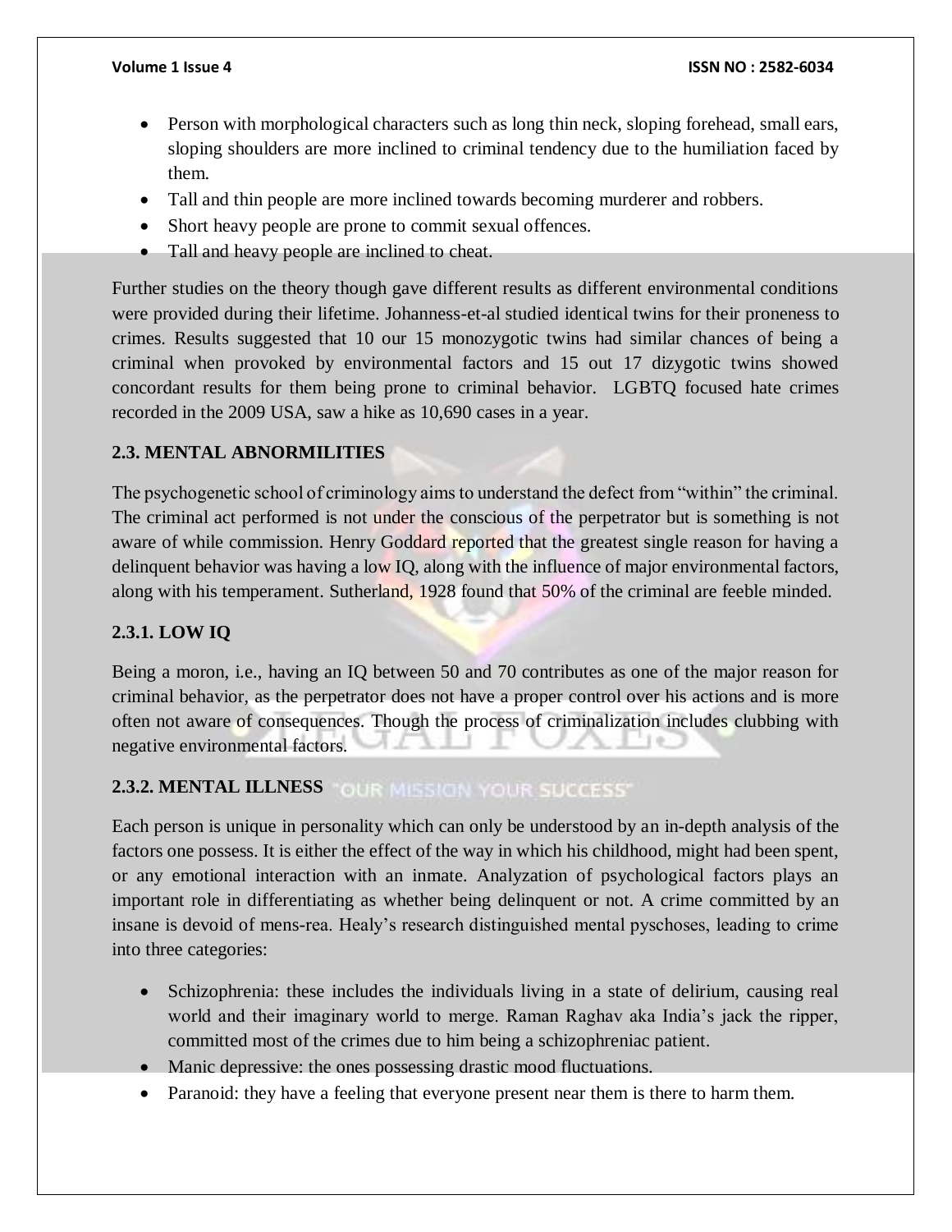- Person with morphological characters such as long thin neck, sloping forehead, small ears, sloping shoulders are more inclined to criminal tendency due to the humiliation faced by them.
- Tall and thin people are more inclined towards becoming murderer and robbers.
- Short heavy people are prone to commit sexual offences.
- Tall and heavy people are inclined to cheat.

Further studies on the theory though gave different results as different environmental conditions were provided during their lifetime. Johanness-et-al studied identical twins for their proneness to crimes. Results suggested that 10 our 15 monozygotic twins had similar chances of being a criminal when provoked by environmental factors and 15 out 17 dizygotic twins showed concordant results for them being prone to criminal behavior. LGBTQ focused hate crimes recorded in the 2009 USA, saw a hike as 10,690 cases in a year.

### 2.3. MENTAL ABNORMILITIES

The psychogenetic school of criminology aims to understand the defect from "within" the criminal. The criminal act performed is not under the conscious of the perpetrator but is something is not aware of while commission. Henry Goddard reported that the greatest single reason for having a delinquent behavior was having a low IQ, along with the influence of major environmental factors, along with his temperament. Sutherland, 1928 found that 50% of the criminal are feeble minded.

#### 2.3.1. LOW IQ

Being a moron, i.e., having an IQ between 50 and 70 contributes as one of the major reason for criminal behavior, as the perpetrator does not have a proper control over his actions and is more often not aware of consequences. Though the process of criminalization includes clubbing with negative environmental factors.

#### 2.3.2. MENTAL ILLNESS

Each person is unique in personality which can only be understood by an in-depth analysis of the factors one possess. It is either the effect of the way in which his childhood, might had been spent, or any emotional interaction with an inmate. Analyzation of psychological factors plays an important role in differentiating as whether being delinquent or not. A crime committed by an insane is devoid of mens-rea. Healy's research distinguished mental pyschoses, leading to crime into three categories:

- Schizophrenia: these includes the individuals living in a state of delirium, causing real world and their imaginary world to merge. Raman Raghav aka India's jack the ripper, committed most of the crimes due to him being a schizophreniac patient.
- Manic depressive: the ones possessing drastic mood fluctuations.
- Paranoid: they have a feeling that everyone present near them is there to harm them.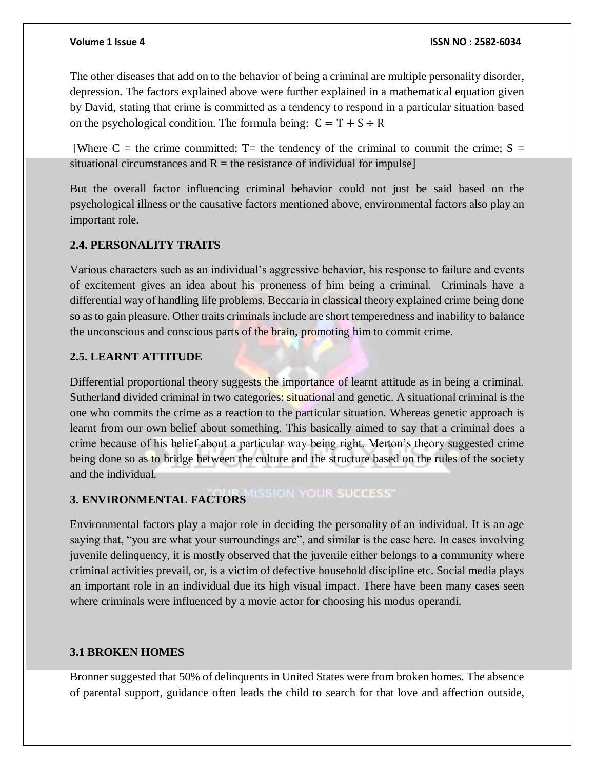The other diseases that add on to the behavior of being a criminal are multiple personality disorder, depression. The factors explained above were further explained in a mathematical equation given by David, stating that crime is committed as a tendency to respond in a particular situation based on the psychological condition. The formula being: $C = T + S \div R$

[Where C = the crime committed; T= the tendency of the criminal to commit the crime; S = situational circumstances and R = the resistance of individual for impulse]

But the overall factor influencing criminal behavior could not just be said based on the psychological illness or the causative factors mentioned above, environmental factors also play an important role.

### 2.4. PERSONALITY TRAITS

Various characters such as an individual's aggressive behavior, his response to failure and events of excitement gives an idea about his proneness of him being a criminal. Criminals have a differential way of handling life problems. Beccaria in classical theory explained crime being done so as to gain pleasure. Other traits criminals include are short temperedness and inability to balance the unconscious and conscious parts of the brain, promoting him to commit crime.

### 2.5. LEARNT ATTITUDE

Differential proportional theory suggests the importance of learnt attitude as in being a criminal. Sutherland divided criminal in two categories: situational and genetic. A situational criminal is the one who commits the crime as a reaction to the particular situation. Whereas genetic approach is learnt from our own belief about something. This basically aimed to say that a criminal does a crime because of his belief about a particular way being right. Merton's theory suggested crime being done so as to bridge between the culture and the structure based on the rules of the society and the individual.

## 3. ENVIRONMENTAL FACTORS

Environmental factors play a major role in deciding the personality of an individual. It is an age saying that, "you are what your surroundings are", and similar is the case here. In cases involving juvenile delinquency, it is mostly observed that the juvenile either belongs to a community where criminal activities prevail, or, is a victim of defective household discipline etc. Social media plays an important role in an individual due its high visual impact. There have been many cases seen where criminals were influenced by a movie actor for choosing his modus operandi.

### 3.1 BROKEN HOMES

Bronner suggested that 50% of delinquents in United States were from broken homes. The absence of parental support, guidance often leads the child to search for that love and affection outside,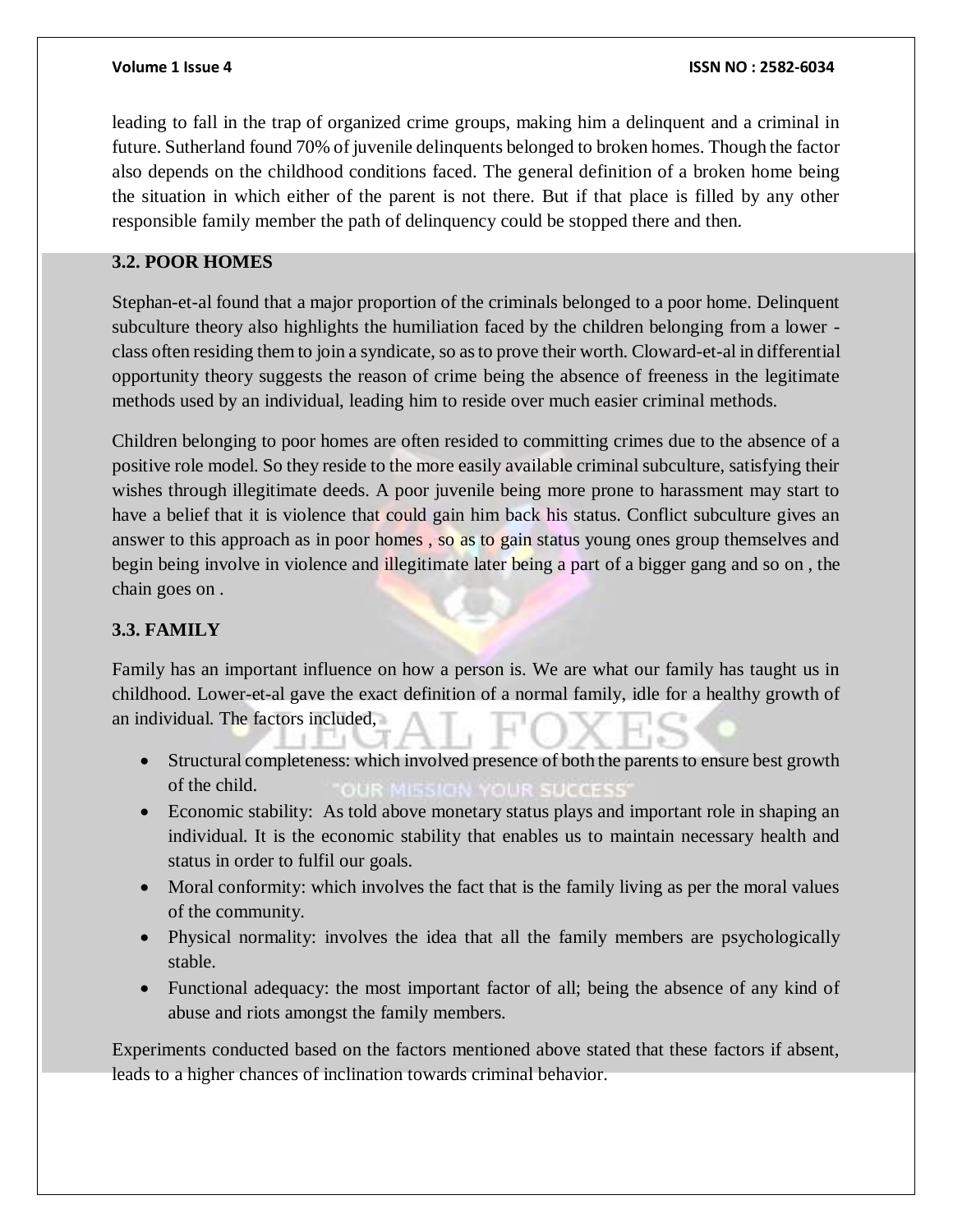leading to fall in the trap of organized crime groups, making him a delinquent and a criminal in future. Sutherland found 70% of juvenile delinquents belonged to broken homes. Though the factor also depends on the childhood conditions faced. The general definition of a broken home being the situation in which either of the parent is not there. But if that place is filled by any other responsible family member the path of delinquency could be stopped there and then.

### 3.2. POOR HOMES

Stephan-et-al found that a major proportion of the criminals belonged to a poor home. Delinquent subculture theory also highlights the humiliation faced by the children belonging from a lower - class often residing them to join a syndicate, so as to prove their worth. Cloward-et-al in differential opportunity theory suggests the reason of crime being the absence of freeness in the legitimate methods used by an individual, leading him to reside over much easier criminal methods.

Children belonging to poor homes are often resided to committing crimes due to the absence of a positive role model. So they reside to the more easily available criminal subculture, satisfying their wishes through illegitimate deeds. A poor juvenile being more prone to harassment may start to have a belief that it is violence that could gain him back his status. Conflict subculture gives an answer to this approach as in poor homes , so as to gain status young ones group themselves and begin being involve in violence and illegitimate later being a part of a bigger gang and so on , the chain goes on .

### 3.3. FAMILY

Family has an important influence on how a person is. We are what our family has taught us in childhood. Lower-et-al gave the exact definition of a normal family, idle for a healthy growth of an individual. The factors included,

- Structural completeness: which involved presence of both the parents to ensure best growth of the child.
- Economic stability: As told above monetary status plays and important role in shaping an individual. It is the economic stability that enables us to maintain necessary health and status in order to fulfil our goals.
- Moral conformity: which involves the fact that is the family living as per the moral values of the community.
- Physical normality: involves the idea that all the family members are psychologically stable.
- Functional adequacy: the most important factor of all; being the absence of any kind of abuse and riots amongst the family members.

Experiments conducted based on the factors mentioned above stated that these factors if absent, leads to a higher chances of inclination towards criminal behavior.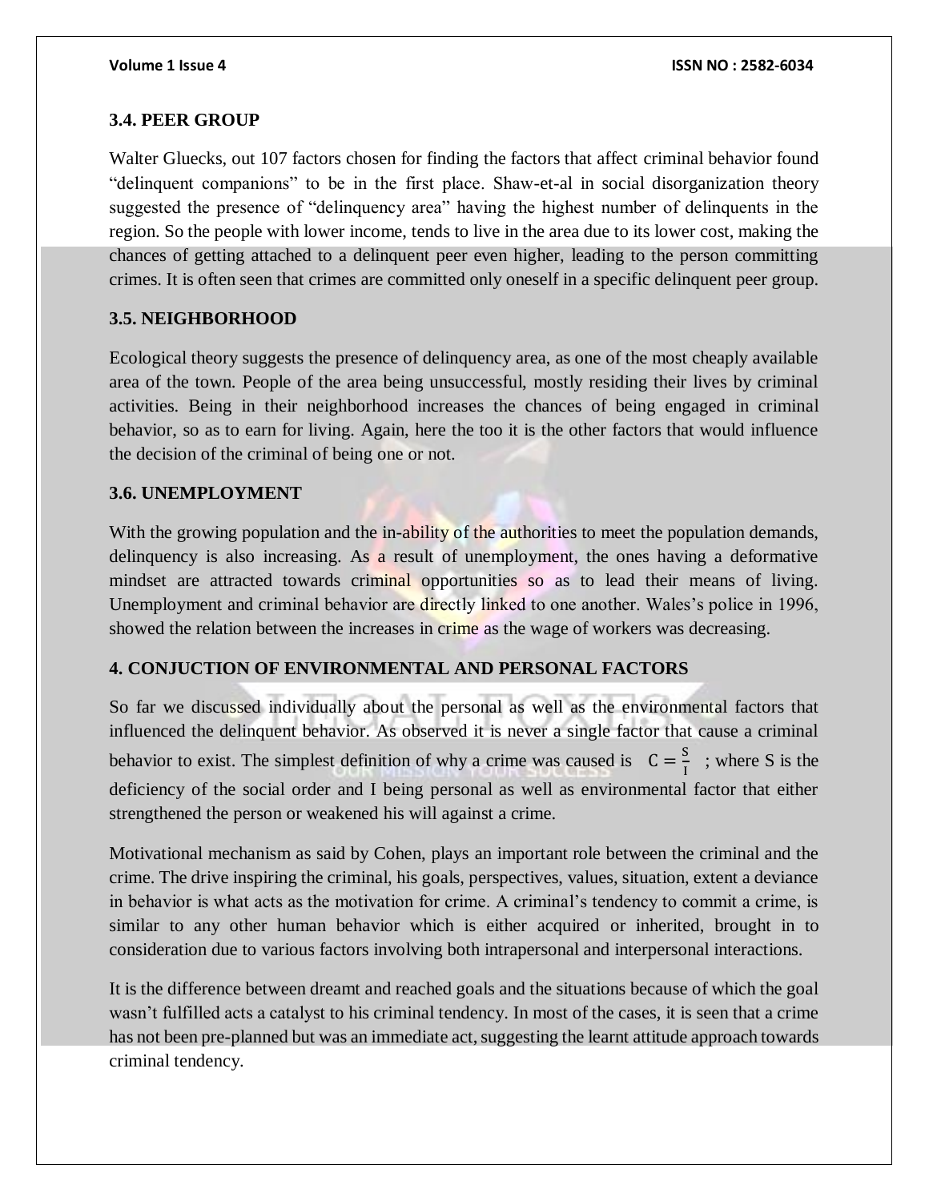### 3.4. PEER GROUP

Walter Gluecks, out 107 factors chosen for finding the factors that affect criminal behavior found "delinquent companions" to be in the first place. Shaw-et-al in social disorganization theory suggested the presence of "delinquency area" having the highest number of delinquents in the region. So the people with lower income, tends to live in the area due to its lower cost, making the chances of getting attached to a delinquent peer even higher, leading to the person committing crimes. It is often seen that crimes are committed only oneself in a specific delinquent peer group.

### 3.5. NEIGHBORHOOD

Ecological theory suggests the presence of delinquency area, as one of the most cheaply available area of the town. People of the area being unsuccessful, mostly residing their lives by criminal activities. Being in their neighborhood increases the chances of being engaged in criminal behavior, so as to earn for living. Again, here the too it is the other factors that would influence the decision of the criminal of being one or not.

### 3.6. UNEMPLOYMENT

With the growing population and the in-ability of the authorities to meet the population demands, delinquency is also increasing. As a result of unemployment, the ones having a deformative mindset are attracted towards criminal opportunities so as to lead their means of living. Unemployment and criminal behavior are directly linked to one another. Wales's police in 1996, showed the relation between the increases in crime as the wage of workers was decreasing.

## 4. CONJUCTION OF ENVIRONMENTAL AND PERSONAL FACTORS

So far we discussed individually about the personal as well as the environmental factors that influenced the delinquent behavior. As observed it is never a single factor that cause a criminal behavior to exist. The simplest definition of why a crime was caused is $C = \frac{S}{I}$ ; where S is the deficiency of the social order and I being personal as well as environmental factor that either strengthened the person or weakened his will against a crime.

Motivational mechanism as said by Cohen, plays an important role between the criminal and the crime. The drive inspiring the criminal, his goals, perspectives, values, situation, extent a deviance in behavior is what acts as the motivation for crime. A criminal's tendency to commit a crime, is similar to any other human behavior which is either acquired or inherited, brought in to consideration due to various factors involving both intrapersonal and interpersonal interactions.

It is the difference between dreamt and reached goals and the situations because of which the goal wasn't fulfilled acts a catalyst to his criminal tendency. In most of the cases, it is seen that a crime has not been pre-planned but was an immediate act, suggesting the learnt attitude approach towards criminal tendency.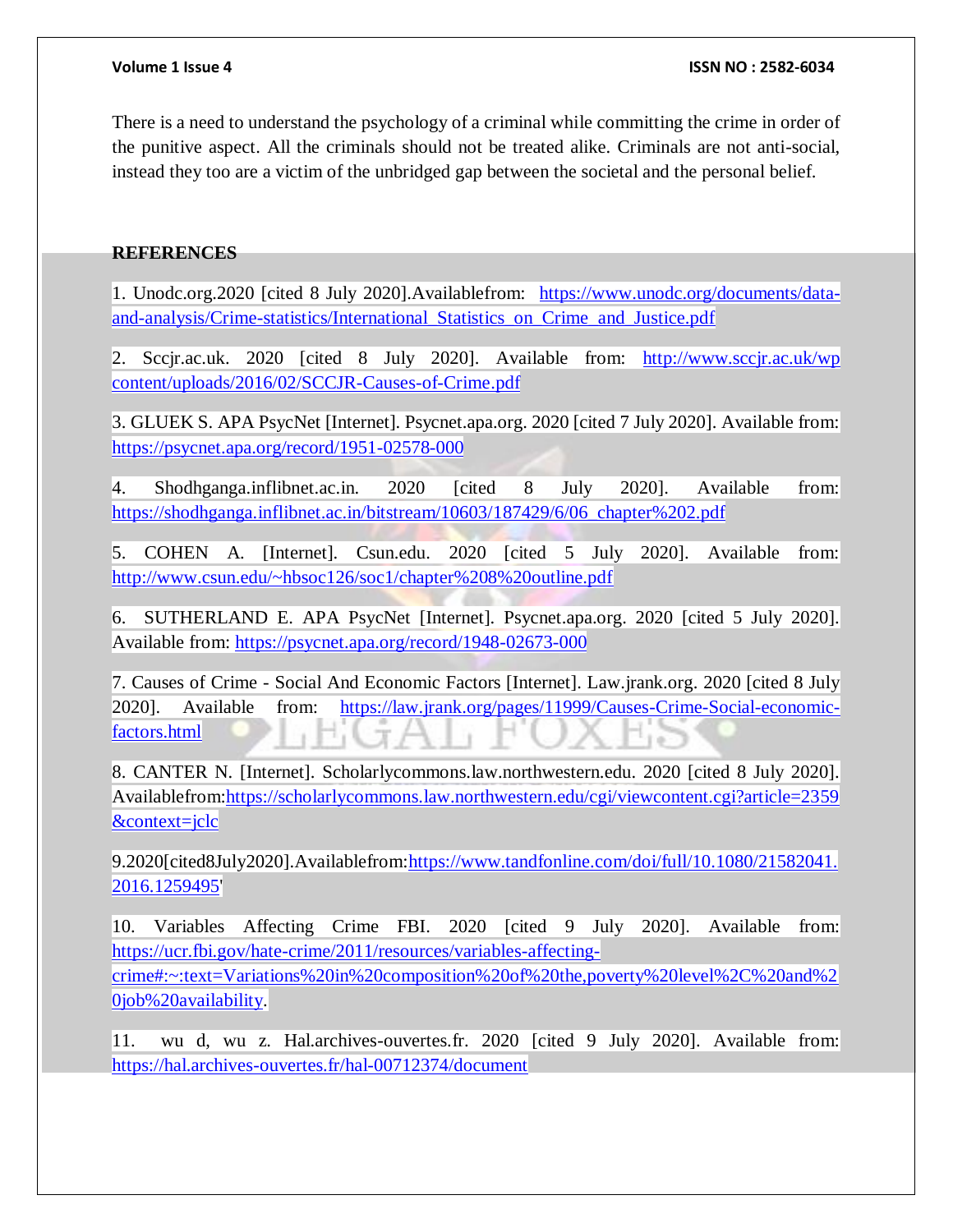There is a need to understand the psychology of a criminal while committing the crime in order of the punitive aspect. All the criminals should not be treated alike. Criminals are not anti-social, instead they too are a victim of the unbridged gap between the societal and the personal belief.

**REFERENCES**

1. Unodc.org.2020 [cited 8 July 2020].Availablefrom: https://www.unodc.org/documents/data-and-analysis/Crime-statistics/International_Statistics_on_Crime_and_Justice.pdf

2. Sccjr.ac.uk. 2020 [cited 8 July 2020]. Available from: http://www.sccjr.ac.uk/wp content/uploads/2016/02/SCCJR-Causes-of-Crime.pdf

3. GLUEK S. APA PsycNet [Internet]. Psycnet.apa.org. 2020 [cited 7 July 2020]. Available from: https://psycnet.apa.org/record/1951-02578-000

4. Shodhganga.inflibnet.ac.in. 2020 [cited 8 July 2020]. Available from: https://shodhganga.inflibnet.ac.in/bitstream/10603/187429/6/06_chapter%202.pdf

5. COHEN A. [Internet]. Csun.edu. 2020 [cited 5 July 2020]. Available from: http://www.csun.edu/~hbsoc126/soc1/chapter%208%20outline.pdf

6. SUTHERLAND E. APA PsycNet [Internet]. Psycnet.apa.org. 2020 [cited 5 July 2020]. Available from: https://psycnet.apa.org/record/1948-02673-000

7. Causes of Crime - Social And Economic Factors [Internet]. Law.jrank.org. 2020 [cited 8 July 2020]. Available from: https://law.jrank.org/pages/11999/Causes-Crime-Social-economic-factors.html

8. CANTER N. [Internet]. Scholarlycommons.law.northwestern.edu. 2020 [cited 8 July 2020]. Availablefrom:https://scholarlycommons.law.northwestern.edu/cgi/viewcontent.cgi?article=2359&context=jclc

9.2020[cited8July2020].Availablefrom:https://www.tandfonline.com/doi/full/10.1080/21582041.2016.1259495'

10. Variables Affecting Crime FBI. 2020 [cited 9 July 2020]. Available from: https://ucr.fbi.gov/hate-crime/2011/resources/variables-affecting-crime#:~:text=Variations%20in%20composition%20of%20the,poverty%20level%2C%20and%20job%20availability.

11. wu d, wu z. Hal.archives-ouvertes.fr. 2020 [cited 9 July 2020]. Available from: https://hal.archives-ouvertes.fr/hal-00712374/document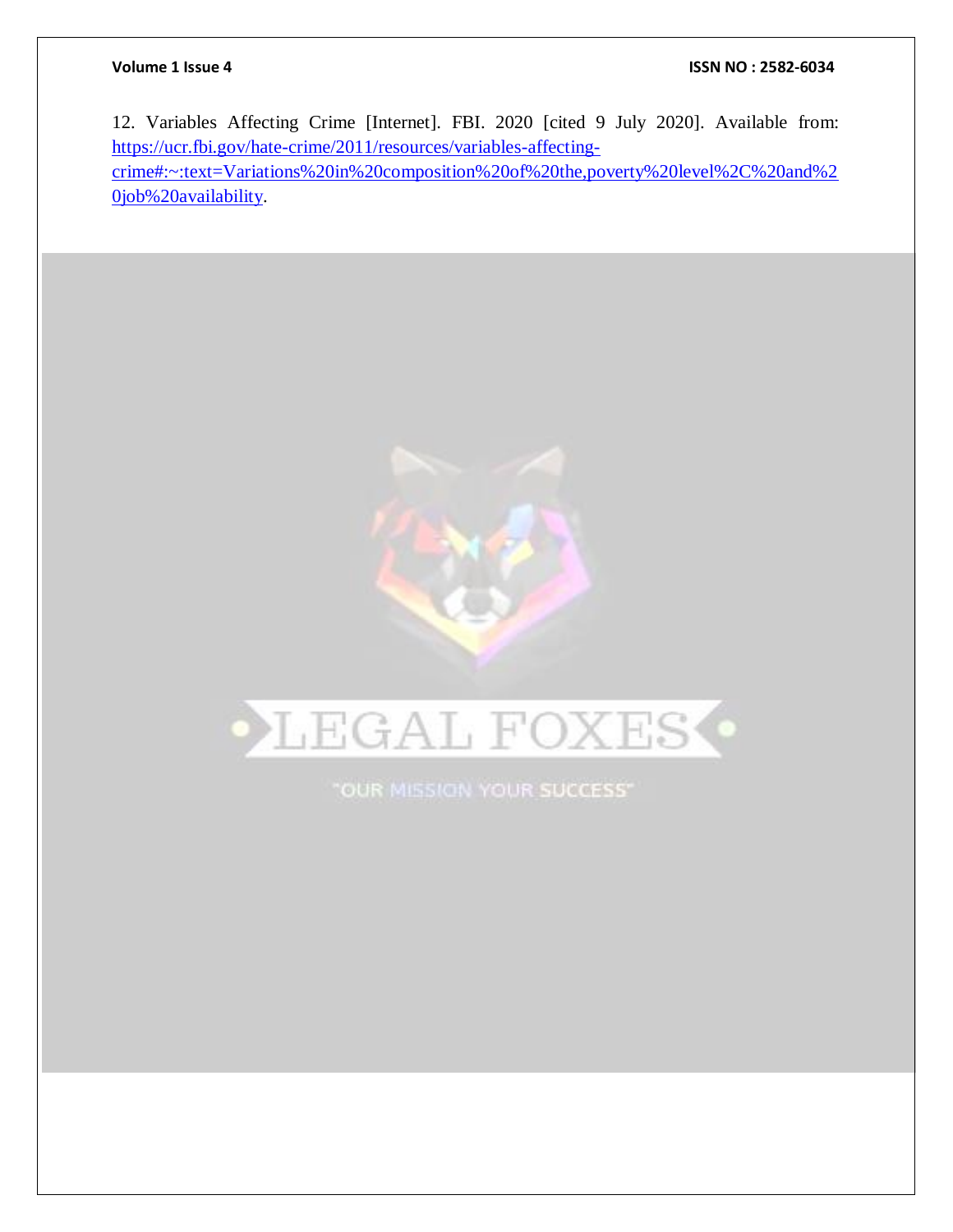12. Variables Affecting Crime [Internet]. FBI. 2020 [cited 9 July 2020]. Available from: https://ucr.fbi.gov/hate-crime/2011/resources/variables-affecting-crime#:~:text=Variations%20in%20composition%20of%20the,poverty%20level%2C%20and%20job%20availability.